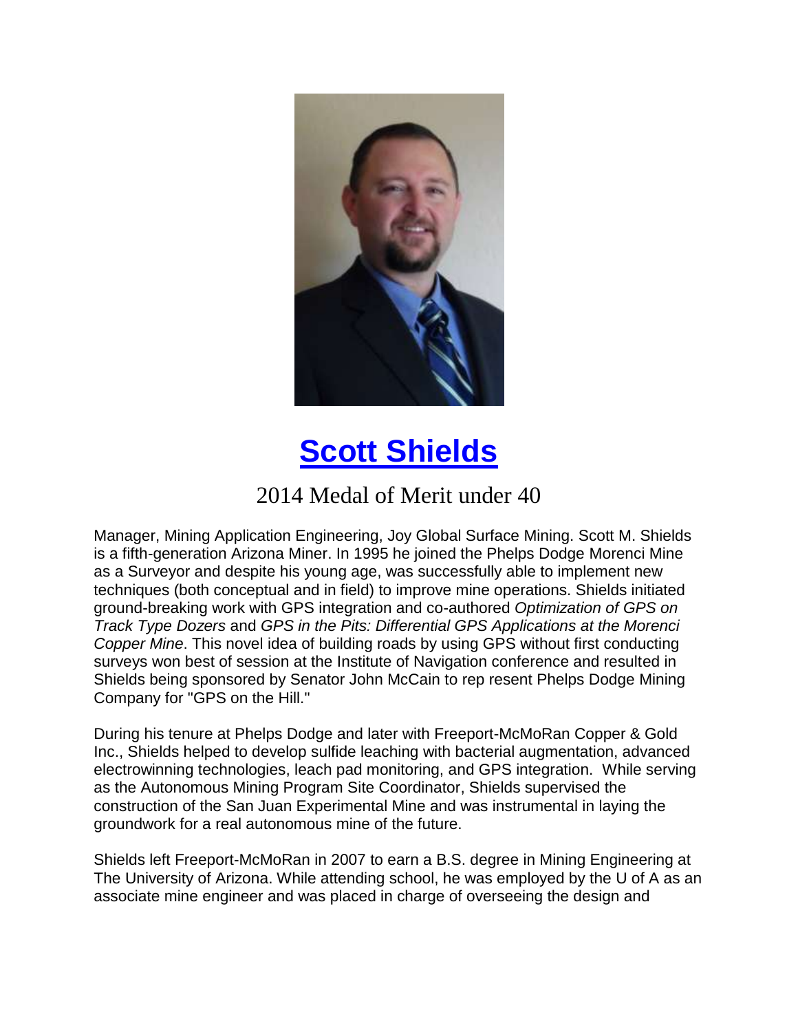# [Scott Shields]

## 2014 Medal of Merit under 40

Manager, Mining Application Engineering, Joy Global Surface Mining. Scott M. Shields is a fifth-generation Arizona Miner. In 1995 he joined the Phelps Dodge Morenci Mine as a Surveyor and despite his young age, was successfully able to implement new techniques (both conceptual and in field) to improve mine operations. Shields initiated ground-breaking work with GPS integration and co-authored *Optimization of GPS on Track Type Dozers* and *GPS in the Pits: Differential GPS Applications at the Morenci Copper Mine*. This novel idea of building roads by using GPS without first conducting surveys won best of session at the Institute of Navigation conference and resulted in Shields being sponsored by Senator John McCain to rep resent Phelps Dodge Mining Company for "GPS on the Hill."

During his tenure at Phelps Dodge and later with Freeport-McMoRan Copper & Gold Inc., Shields helped to develop sulfide leaching with bacterial augmentation, advanced electrowinning technologies, leach pad monitoring, and GPS integration. While serving as the Autonomous Mining Program Site Coordinator, Shields supervised the construction of the San Juan Experimental Mine and was instrumental in laying the groundwork for a real autonomous mine of the future.

Shields left Freeport-McMoRan in 2007 to earn a B.S. degree in Mining Engineering at The University of Arizona. While attending school, he was employed by the U of A as an associate mine engineer and was placed in charge of overseeing the design and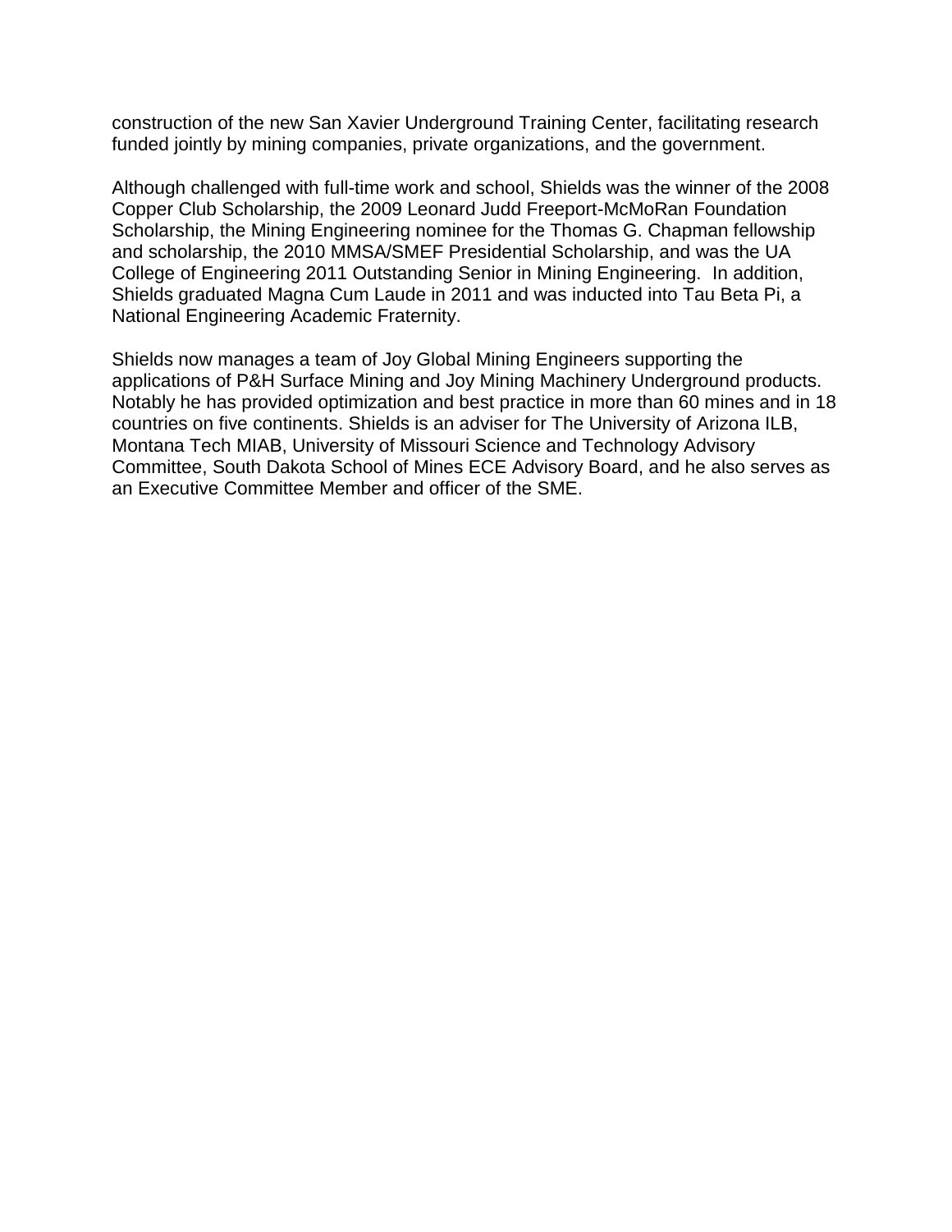construction of the new San Xavier Underground Training Center, facilitating research funded jointly by mining companies, private organizations, and the government.

Although challenged with full-time work and school, Shields was the winner of the 2008 Copper Club Scholarship, the 2009 Leonard Judd Freeport-McMoRan Foundation Scholarship, the Mining Engineering nominee for the Thomas G. Chapman fellowship and scholarship, the 2010 MMSA/SMEF Presidential Scholarship, and was the UA College of Engineering 2011 Outstanding Senior in Mining Engineering. In addition, Shields graduated Magna Cum Laude in 2011 and was inducted into Tau Beta Pi, a National Engineering Academic Fraternity.

Shields now manages a team of Joy Global Mining Engineers supporting the applications of P&H Surface Mining and Joy Mining Machinery Underground products. Notably he has provided optimization and best practice in more than 60 mines and in 18 countries on five continents. Shields is an adviser for The University of Arizona ILB, Montana Tech MIAB, University of Missouri Science and Technology Advisory Committee, South Dakota School of Mines ECE Advisory Board, and he also serves as an Executive Committee Member and officer of the SME.